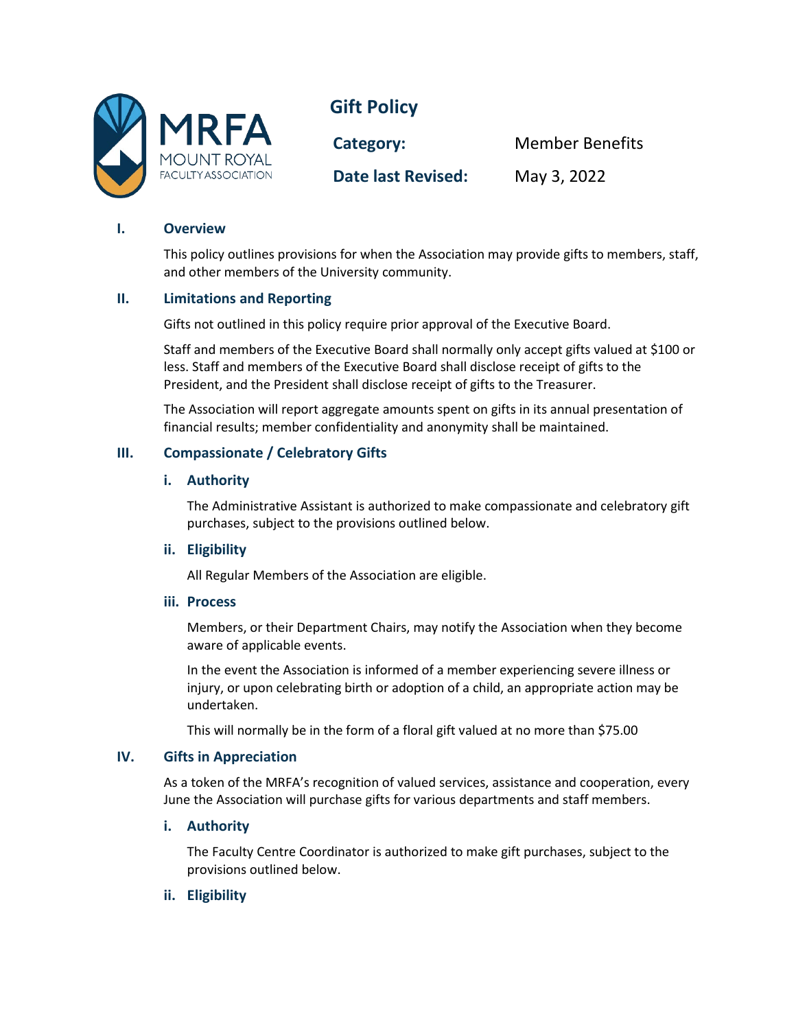MRFA
MOUNT ROYAL
FACULTY ASSOCIATION

# Gift Policy

| | |
|---|---|
| **Category:** | Member Benefits |
| **Date last Revised:** | May 3, 2022 |

## I. Overview

This policy outlines provisions for when the Association may provide gifts to members, staff, and other members of the University community.

## II. Limitations and Reporting

Gifts not outlined in this policy require prior approval of the Executive Board.

Staff and members of the Executive Board shall normally only accept gifts valued at $100 or less. Staff and members of the Executive Board shall disclose receipt of gifts to the President, and the President shall disclose receipt of gifts to the Treasurer.

The Association will report aggregate amounts spent on gifts in its annual presentation of financial results; member confidentiality and anonymity shall be maintained.

## III. Compassionate / Celebratory Gifts

### i. Authority

The Administrative Assistant is authorized to make compassionate and celebratory gift purchases, subject to the provisions outlined below.

### ii. Eligibility

All Regular Members of the Association are eligible.

### iii. Process

Members, or their Department Chairs, may notify the Association when they become aware of applicable events.

In the event the Association is informed of a member experiencing severe illness or injury, or upon celebrating birth or adoption of a child, an appropriate action may be undertaken.

This will normally be in the form of a floral gift valued at no more than $75.00

## IV. Gifts in Appreciation

As a token of the MRFA's recognition of valued services, assistance and cooperation, every June the Association will purchase gifts for various departments and staff members.

### i. Authority

The Faculty Centre Coordinator is authorized to make gift purchases, subject to the provisions outlined below.

### ii. Eligibility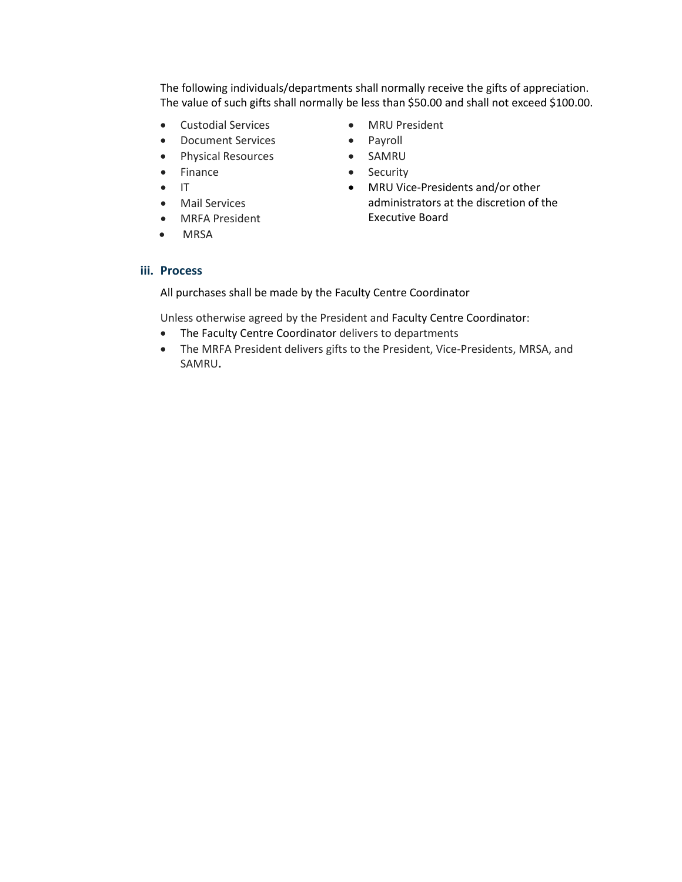The following individuals/departments shall normally receive the gifts of appreciation. The value of such gifts shall normally be less than $50.00 and shall not exceed $100.00.

- Custodial Services
- Document Services
- Physical Resources
- Finance
- IT
- Mail Services
- MRFA President
- MRSA
- MRU President
- Payroll
- SAMRU
- Security
- MRU Vice-Presidents and/or other administrators at the discretion of the Executive Board

### iii. Process

All purchases shall be made by the Faculty Centre Coordinator

Unless otherwise agreed by the President and Faculty Centre Coordinator:

- The Faculty Centre Coordinator delivers to departments
- The MRFA President delivers gifts to the President, Vice-Presidents, MRSA, and SAMRU.